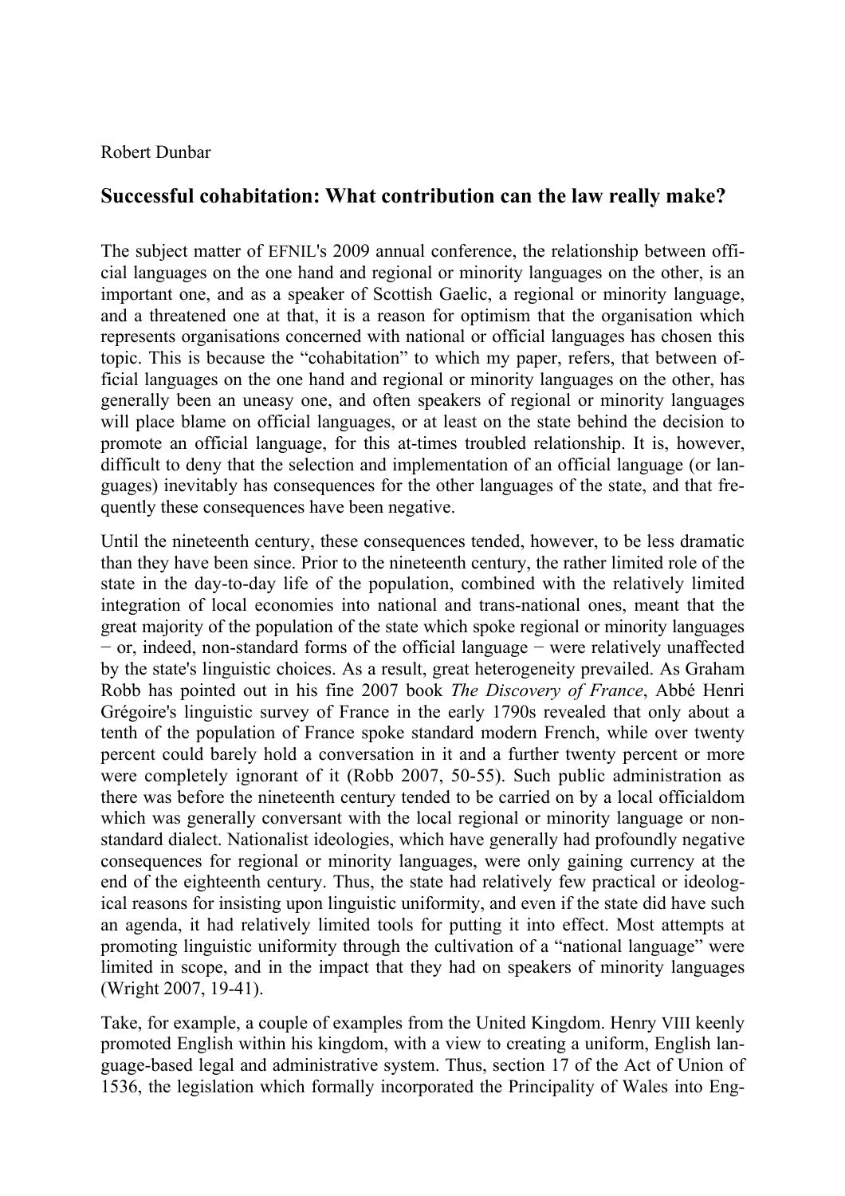Robert Dunbar

## Successful cohabitation: What contribution can the law really make?

The subject matter of EFNIL's 2009 annual conference, the relationship between official languages on the one hand and regional or minority languages on the other, is an important one, and as a speaker of Scottish Gaelic, a regional or minority language, and a threatened one at that, it is a reason for optimism that the organisation which represents organisations concerned with national or official languages has chosen this topic. This is because the "cohabitation" to which my paper, refers, that between official languages on the one hand and regional or minority languages on the other, has generally been an uneasy one, and often speakers of regional or minority languages will place blame on official languages, or at least on the state behind the decision to promote an official language, for this at-times troubled relationship. It is, however, difficult to deny that the selection and implementation of an official language (or languages) inevitably has consequences for the other languages of the state, and that frequently these consequences have been negative.

Until the nineteenth century, these consequences tended, however, to be less dramatic than they have been since. Prior to the nineteenth century, the rather limited role of the state in the day-to-day life of the population, combined with the relatively limited integration of local economies into national and trans-national ones, meant that the great majority of the population of the state which spoke regional or minority languages − or, indeed, non-standard forms of the official language − were relatively unaffected by the state's linguistic choices. As a result, great heterogeneity prevailed. As Graham Robb has pointed out in his fine 2007 book *The Discovery of France*, Abbé Henri Grégoire's linguistic survey of France in the early 1790s revealed that only about a tenth of the population of France spoke standard modern French, while over twenty percent could barely hold a conversation in it and a further twenty percent or more were completely ignorant of it (Robb 2007, 50-55). Such public administration as there was before the nineteenth century tended to be carried on by a local officialdom which was generally conversant with the local regional or minority language or non-standard dialect. Nationalist ideologies, which have generally had profoundly negative consequences for regional or minority languages, were only gaining currency at the end of the eighteenth century. Thus, the state had relatively few practical or ideological reasons for insisting upon linguistic uniformity, and even if the state did have such an agenda, it had relatively limited tools for putting it into effect. Most attempts at promoting linguistic uniformity through the cultivation of a "national language" were limited in scope, and in the impact that they had on speakers of minority languages (Wright 2007, 19-41).

Take, for example, a couple of examples from the United Kingdom. Henry VIII keenly promoted English within his kingdom, with a view to creating a uniform, English language-based legal and administrative system. Thus, section 17 of the Act of Union of 1536, the legislation which formally incorporated the Principality of Wales into Eng-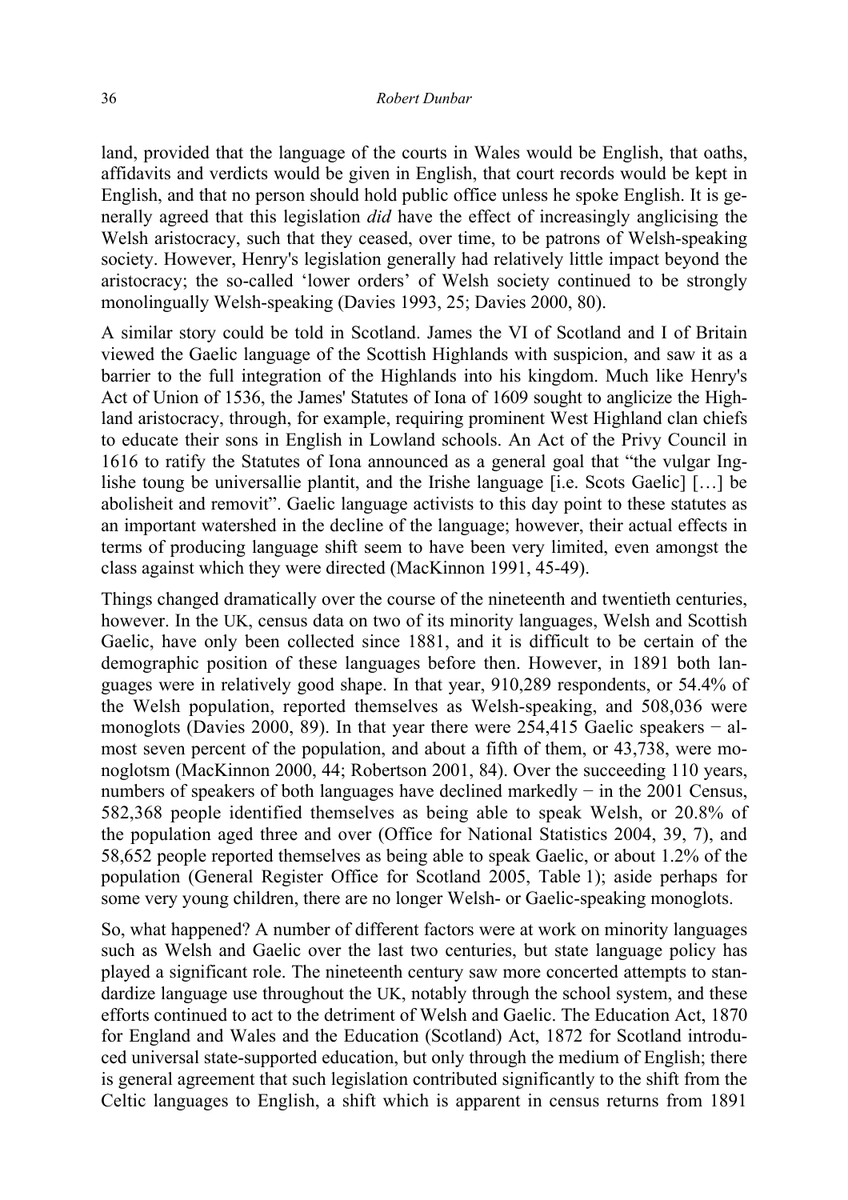land, provided that the language of the courts in Wales would be English, that oaths, affidavits and verdicts would be given in English, that court records would be kept in English, and that no person should hold public office unless he spoke English. It is generally agreed that this legislation *did* have the effect of increasingly anglicising the Welsh aristocracy, such that they ceased, over time, to be patrons of Welsh-speaking society. However, Henry's legislation generally had relatively little impact beyond the aristocracy; the so-called 'lower orders' of Welsh society continued to be strongly monolingually Welsh-speaking (Davies 1993, 25; Davies 2000, 80).

A similar story could be told in Scotland. James the VI of Scotland and I of Britain viewed the Gaelic language of the Scottish Highlands with suspicion, and saw it as a barrier to the full integration of the Highlands into his kingdom. Much like Henry's Act of Union of 1536, the James' Statutes of Iona of 1609 sought to anglicize the Highland aristocracy, through, for example, requiring prominent West Highland clan chiefs to educate their sons in English in Lowland schools. An Act of the Privy Council in 1616 to ratify the Statutes of Iona announced as a general goal that "the vulgar Inglishe toung be universallie plantit, and the Irishe language [i.e. Scots Gaelic] […] be abolisheit and removit". Gaelic language activists to this day point to these statutes as an important watershed in the decline of the language; however, their actual effects in terms of producing language shift seem to have been very limited, even amongst the class against which they were directed (MacKinnon 1991, 45-49).

Things changed dramatically over the course of the nineteenth and twentieth centuries, however. In the UK, census data on two of its minority languages, Welsh and Scottish Gaelic, have only been collected since 1881, and it is difficult to be certain of the demographic position of these languages before then. However, in 1891 both languages were in relatively good shape. In that year, 910,289 respondents, or 54.4% of the Welsh population, reported themselves as Welsh-speaking, and 508,036 were monoglots (Davies 2000, 89). In that year there were 254,415 Gaelic speakers − almost seven percent of the population, and about a fifth of them, or 43,738, were monoglotsm (MacKinnon 2000, 44; Robertson 2001, 84). Over the succeeding 110 years, numbers of speakers of both languages have declined markedly − in the 2001 Census, 582,368 people identified themselves as being able to speak Welsh, or 20.8% of the population aged three and over (Office for National Statistics 2004, 39, 7), and 58,652 people reported themselves as being able to speak Gaelic, or about 1.2% of the population (General Register Office for Scotland 2005, Table 1); aside perhaps for some very young children, there are no longer Welsh- or Gaelic-speaking monoglots.

So, what happened? A number of different factors were at work on minority languages such as Welsh and Gaelic over the last two centuries, but state language policy has played a significant role. The nineteenth century saw more concerted attempts to standardize language use throughout the UK, notably through the school system, and these efforts continued to act to the detriment of Welsh and Gaelic. The Education Act, 1870 for England and Wales and the Education (Scotland) Act, 1872 for Scotland introduced universal state-supported education, but only through the medium of English; there is general agreement that such legislation contributed significantly to the shift from the Celtic languages to English, a shift which is apparent in census returns from 1891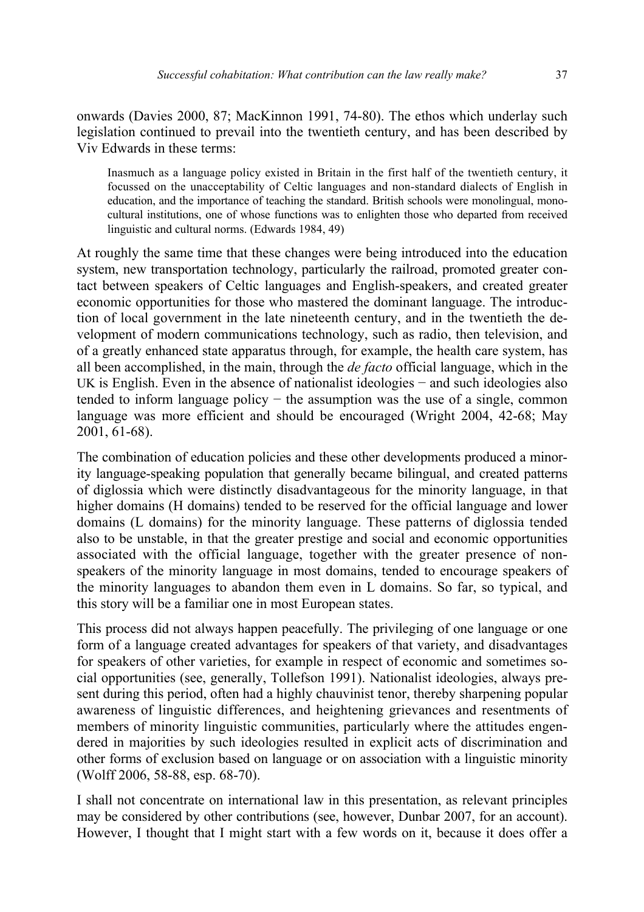onwards (Davies 2000, 87; MacKinnon 1991, 74-80). The ethos which underlay such legislation continued to prevail into the twentieth century, and has been described by Viv Edwards in these terms:

> Inasmuch as a language policy existed in Britain in the first half of the twentieth century, it focussed on the unacceptability of Celtic languages and non-standard dialects of English in education, and the importance of teaching the standard. British schools were monolingual, mono-cultural institutions, one of whose functions was to enlighten those who departed from received linguistic and cultural norms. (Edwards 1984, 49)

At roughly the same time that these changes were being introduced into the education system, new transportation technology, particularly the railroad, promoted greater contact between speakers of Celtic languages and English-speakers, and created greater economic opportunities for those who mastered the dominant language. The introduction of local government in the late nineteenth century, and in the twentieth the development of modern communications technology, such as radio, then television, and of a greatly enhanced state apparatus through, for example, the health care system, has all been accomplished, in the main, through the *de facto* official language, which in the UK is English. Even in the absence of nationalist ideologies − and such ideologies also tended to inform language policy − the assumption was the use of a single, common language was more efficient and should be encouraged (Wright 2004, 42-68; May 2001, 61-68).

The combination of education policies and these other developments produced a minority language-speaking population that generally became bilingual, and created patterns of diglossia which were distinctly disadvantageous for the minority language, in that higher domains (H domains) tended to be reserved for the official language and lower domains (L domains) for the minority language. These patterns of diglossia tended also to be unstable, in that the greater prestige and social and economic opportunities associated with the official language, together with the greater presence of non-speakers of the minority language in most domains, tended to encourage speakers of the minority languages to abandon them even in L domains. So far, so typical, and this story will be a familiar one in most European states.

This process did not always happen peacefully. The privileging of one language or one form of a language created advantages for speakers of that variety, and disadvantages for speakers of other varieties, for example in respect of economic and sometimes social opportunities (see, generally, Tollefson 1991). Nationalist ideologies, always present during this period, often had a highly chauvinist tenor, thereby sharpening popular awareness of linguistic differences, and heightening grievances and resentments of members of minority linguistic communities, particularly where the attitudes engendered in majorities by such ideologies resulted in explicit acts of discrimination and other forms of exclusion based on language or on association with a linguistic minority (Wolff 2006, 58-88, esp. 68-70).

I shall not concentrate on international law in this presentation, as relevant principles may be considered by other contributions (see, however, Dunbar 2007, for an account). However, I thought that I might start with a few words on it, because it does offer a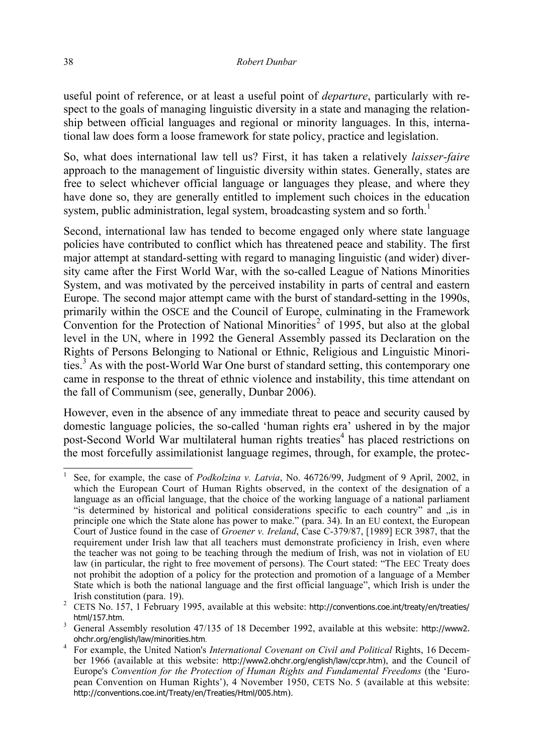useful point of reference, or at least a useful point of *departure*, particularly with respect to the goals of managing linguistic diversity in a state and managing the relationship between official languages and regional or minority languages. In this, international law does form a loose framework for state policy, practice and legislation.

So, what does international law tell us? First, it has taken a relatively *laisser-faire* approach to the management of linguistic diversity within states. Generally, states are free to select whichever official language or languages they please, and where they have done so, they are generally entitled to implement such choices in the education system, public administration, legal system, broadcasting system and so forth.[1]

Second, international law has tended to become engaged only where state language policies have contributed to conflict which has threatened peace and stability. The first major attempt at standard-setting with regard to managing linguistic (and wider) diversity came after the First World War, with the so-called League of Nations Minorities System, and was motivated by the perceived instability in parts of central and eastern Europe. The second major attempt came with the burst of standard-setting in the 1990s, primarily within the OSCE and the Council of Europe, culminating in the Framework Convention for the Protection of National Minorities[2] of 1995, but also at the global level in the UN, where in 1992 the General Assembly passed its Declaration on the Rights of Persons Belonging to National or Ethnic, Religious and Linguistic Minorities.[3] As with the post-World War One burst of standard setting, this contemporary one came in response to the threat of ethnic violence and instability, this time attendant on the fall of Communism (see, generally, Dunbar 2006).

However, even in the absence of any immediate threat to peace and security caused by domestic language policies, the so-called 'human rights era' ushered in by the major post-Second World War multilateral human rights treaties[4] has placed restrictions on the most forcefully assimilationist language regimes, through, for example, the protec-

---

[1] See, for example, the case of *Podkolzina v. Latvia*, No. 46726/99, Judgment of 9 April, 2002, in which the European Court of Human Rights observed, in the context of the designation of a language as an official language, that the choice of the working language of a national parliament "is determined by historical and political considerations specific to each country" and „is in principle one which the State alone has power to make." (para. 34). In an EU context, the European Court of Justice found in the case of *Groener v. Ireland*, Case C-379/87, [1989] ECR 3987, that the requirement under Irish law that all teachers must demonstrate proficiency in Irish, even where the teacher was not going to be teaching through the medium of Irish, was not in violation of EU law (in particular, the right to free movement of persons). The Court stated: "The EEC Treaty does not prohibit the adoption of a policy for the protection and promotion of a language of a Member State which is both the national language and the first official language", which Irish is under the Irish constitution (para. 19).

[2] CETS No. 157, 1 February 1995, available at this website: http://conventions.coe.int/treaty/en/treaties/html/157.htm.

[3] General Assembly resolution 47/135 of 18 December 1992, available at this website: http://www2.ohchr.org/english/law/minorities.htm.

[4] For example, the United Nation's *International Covenant on Civil and Political* Rights, 16 December 1966 (available at this website: http://www2.ohchr.org/english/law/ccpr.htm), and the Council of Europe's *Convention for the Protection of Human Rights and Fundamental Freedoms* (the 'European Convention on Human Rights'), 4 November 1950, CETS No. 5 (available at this website: http://conventions.coe.int/Treaty/en/Treaties/Html/005.htm).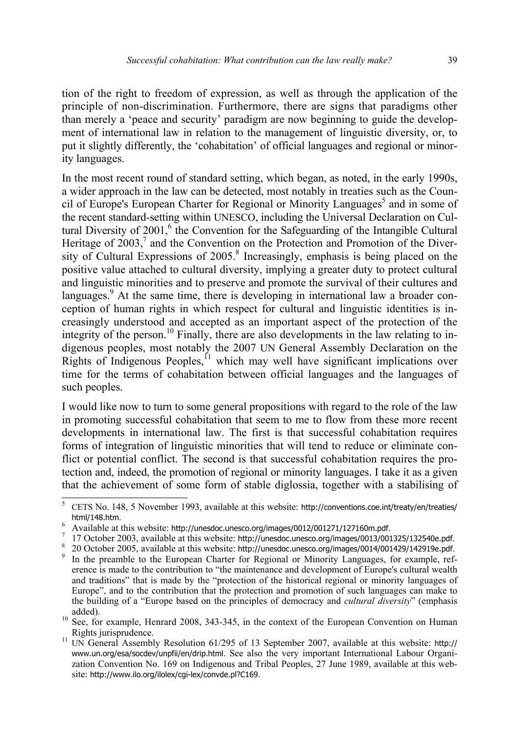tion of the right to freedom of expression, as well as through the application of the principle of non-discrimination. Furthermore, there are signs that paradigms other than merely a 'peace and security' paradigm are now beginning to guide the development of international law in relation to the management of linguistic diversity, or, to put it slightly differently, the 'cohabitation' of official languages and regional or minority languages.

In the most recent round of standard setting, which began, as noted, in the early 1990s, a wider approach in the law can be detected, most notably in treaties such as the Council of Europe's European Charter for Regional or Minority Languages[5] and in some of the recent standard-setting within UNESCO, including the Universal Declaration on Cultural Diversity of 2001,[6] the Convention for the Safeguarding of the Intangible Cultural Heritage of 2003,[7] and the Convention on the Protection and Promotion of the Diversity of Cultural Expressions of 2005.[8] Increasingly, emphasis is being placed on the positive value attached to cultural diversity, implying a greater duty to protect cultural and linguistic minorities and to preserve and promote the survival of their cultures and languages.[9] At the same time, there is developing in international law a broader conception of human rights in which respect for cultural and linguistic identities is increasingly understood and accepted as an important aspect of the protection of the integrity of the person.[10] Finally, there are also developments in the law relating to indigenous peoples, most notably the 2007 UN General Assembly Declaration on the Rights of Indigenous Peoples,[11] which may well have significant implications over time for the terms of cohabitation between official languages and the languages of such peoples.

I would like now to turn to some general propositions with regard to the role of the law in promoting successful cohabitation that seem to me to flow from these more recent developments in international law. The first is that successful cohabitation requires forms of integration of linguistic minorities that will tend to reduce or eliminate conflict or potential conflict. The second is that successful cohabitation requires the protection and, indeed, the promotion of regional or minority languages. I take it as a given that the achievement of some form of stable diglossia, together with a stabilising of

---

[5] CETS No. 148, 5 November 1993, available at this website: http://conventions.coe.int/treaty/en/treaties/html/148.htm.

[6] Available at this website: http://unesdoc.unesco.org/images/0012/001271/127160m.pdf.

[7] 17 October 2003, available at this website: http://unesdoc.unesco.org/images/0013/001325/132540e.pdf.

[8] 20 October 2005, available at this website: http://unesdoc.unesco.org/images/0014/001429/142919e.pdf.

[9] In the preamble to the European Charter for Regional or Minority Languages, for example, reference is made to the contribution to "the maintenance and development of Europe's cultural wealth and traditions" that is made by the "protection of the historical regional or minority languages of Europe", and to the contribution that the protection and promotion of such languages can make to the building of a "Europe based on the principles of democracy and *cultural diversity*" (emphasis added).

[10] See, for example, Henrard 2008, 343-345, in the context of the European Convention on Human Rights jurisprudence.

[11] UN General Assembly Resolution 61/295 of 13 September 2007, available at this website: http://www.un.org/esa/socdev/unpfii/en/drip.html. See also the very important International Labour Organization Convention No. 169 on Indigenous and Tribal Peoples, 27 June 1989, available at this website: http://www.ilo.org/ilolex/cgi-lex/convde.pl?C169.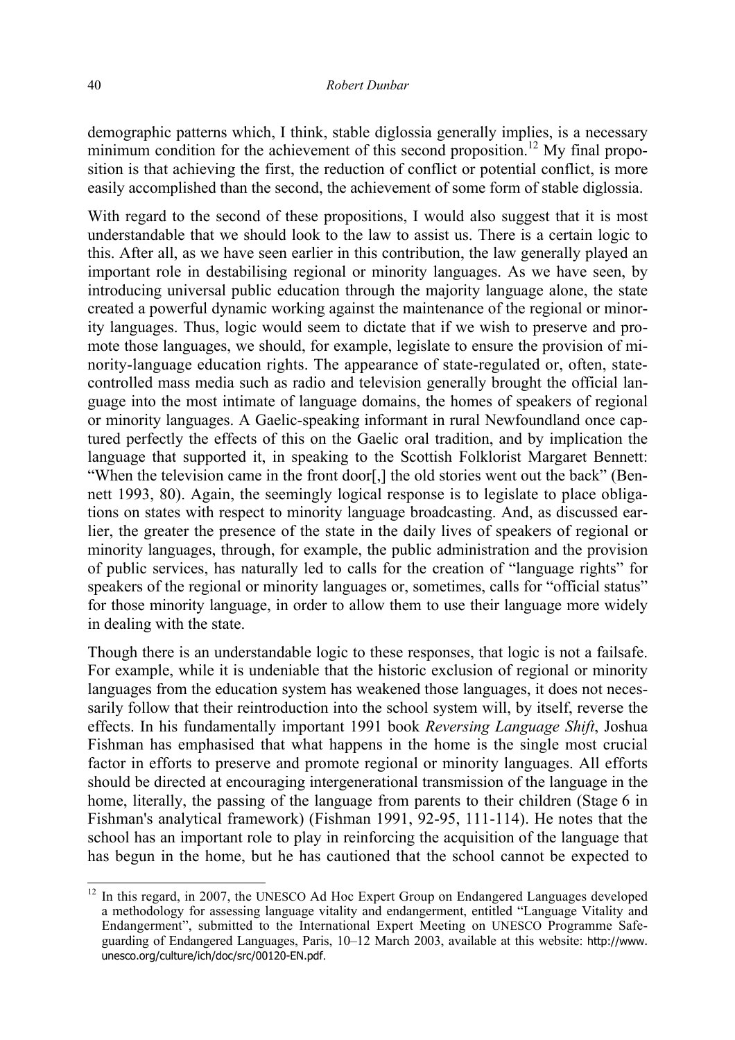demographic patterns which, I think, stable diglossia generally implies, is a necessary minimum condition for the achievement of this second proposition.[12] My final proposition is that achieving the first, the reduction of conflict or potential conflict, is more easily accomplished than the second, the achievement of some form of stable diglossia.

With regard to the second of these propositions, I would also suggest that it is most understandable that we should look to the law to assist us. There is a certain logic to this. After all, as we have seen earlier in this contribution, the law generally played an important role in destabilising regional or minority languages. As we have seen, by introducing universal public education through the majority language alone, the state created a powerful dynamic working against the maintenance of the regional or minority languages. Thus, logic would seem to dictate that if we wish to preserve and promote those languages, we should, for example, legislate to ensure the provision of minority-language education rights. The appearance of state-regulated or, often, state-controlled mass media such as radio and television generally brought the official language into the most intimate of language domains, the homes of speakers of regional or minority languages. A Gaelic-speaking informant in rural Newfoundland once captured perfectly the effects of this on the Gaelic oral tradition, and by implication the language that supported it, in speaking to the Scottish Folklorist Margaret Bennett: "When the television came in the front door[,] the old stories went out the back" (Bennett 1993, 80). Again, the seemingly logical response is to legislate to place obligations on states with respect to minority language broadcasting. And, as discussed earlier, the greater the presence of the state in the daily lives of speakers of regional or minority languages, through, for example, the public administration and the provision of public services, has naturally led to calls for the creation of "language rights" for speakers of the regional or minority languages or, sometimes, calls for "official status" for those minority language, in order to allow them to use their language more widely in dealing with the state.

Though there is an understandable logic to these responses, that logic is not a failsafe. For example, while it is undeniable that the historic exclusion of regional or minority languages from the education system has weakened those languages, it does not necessarily follow that their reintroduction into the school system will, by itself, reverse the effects. In his fundamentally important 1991 book *Reversing Language Shift*, Joshua Fishman has emphasised that what happens in the home is the single most crucial factor in efforts to preserve and promote regional or minority languages. All efforts should be directed at encouraging intergenerational transmission of the language in the home, literally, the passing of the language from parents to their children (Stage 6 in Fishman's analytical framework) (Fishman 1991, 92-95, 111-114). He notes that the school has an important role to play in reinforcing the acquisition of the language that has begun in the home, but he has cautioned that the school cannot be expected to

[12] In this regard, in 2007, the UNESCO Ad Hoc Expert Group on Endangered Languages developed a methodology for assessing language vitality and endangerment, entitled "Language Vitality and Endangerment", submitted to the International Expert Meeting on UNESCO Programme Safeguarding of Endangered Languages, Paris, 10–12 March 2003, available at this website: http://www.unesco.org/culture/ich/doc/src/00120-EN.pdf.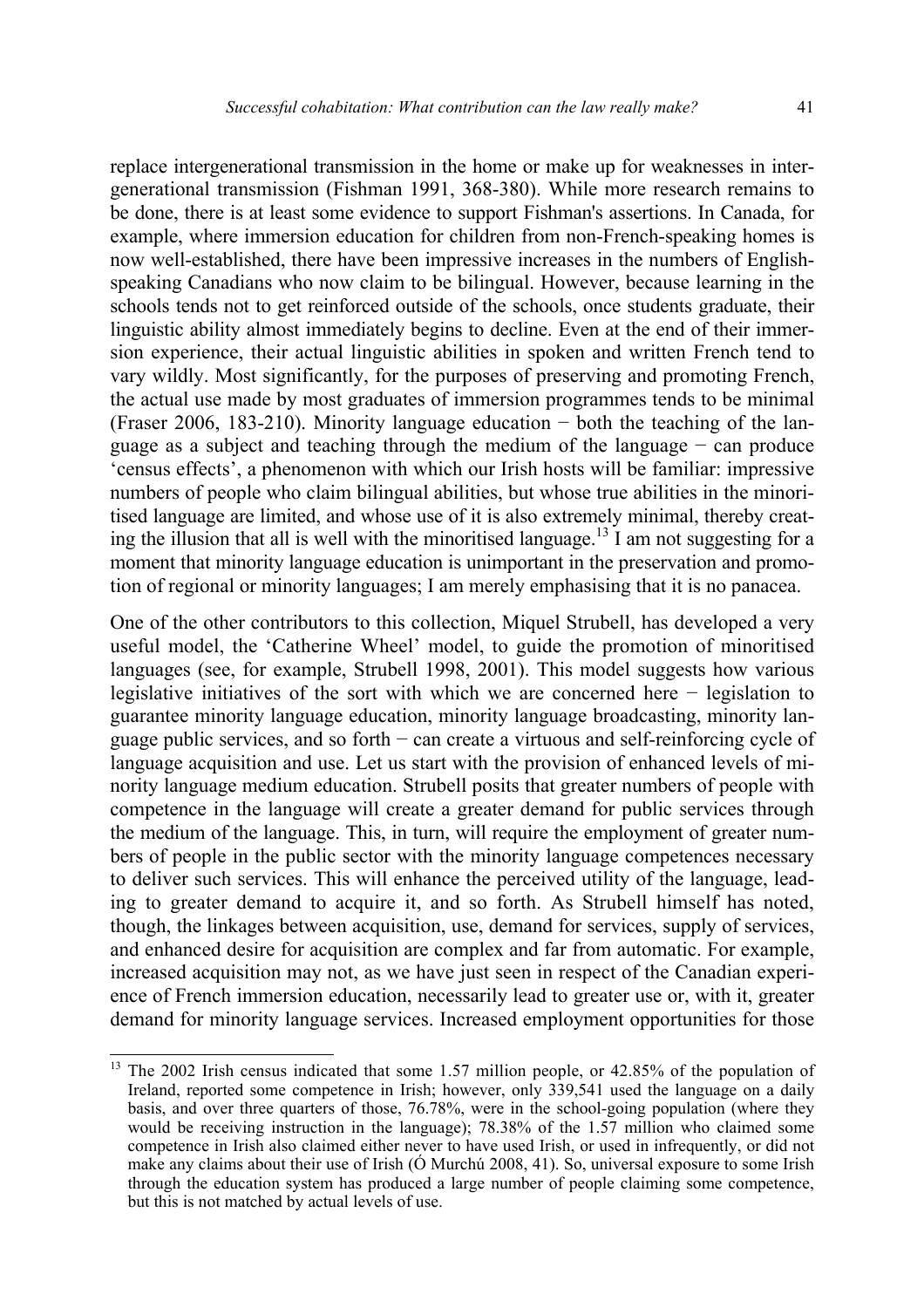replace intergenerational transmission in the home or make up for weaknesses in intergenerational transmission (Fishman 1991, 368-380). While more research remains to be done, there is at least some evidence to support Fishman's assertions. In Canada, for example, where immersion education for children from non-French-speaking homes is now well-established, there have been impressive increases in the numbers of English-speaking Canadians who now claim to be bilingual. However, because learning in the schools tends not to get reinforced outside of the schools, once students graduate, their linguistic ability almost immediately begins to decline. Even at the end of their immersion experience, their actual linguistic abilities in spoken and written French tend to vary wildly. Most significantly, for the purposes of preserving and promoting French, the actual use made by most graduates of immersion programmes tends to be minimal (Fraser 2006, 183-210). Minority language education − both the teaching of the language as a subject and teaching through the medium of the language − can produce 'census effects', a phenomenon with which our Irish hosts will be familiar: impressive numbers of people who claim bilingual abilities, but whose true abilities in the minoritised language are limited, and whose use of it is also extremely minimal, thereby creating the illusion that all is well with the minoritised language.[13] I am not suggesting for a moment that minority language education is unimportant in the preservation and promotion of regional or minority languages; I am merely emphasising that it is no panacea.

One of the other contributors to this collection, Miquel Strubell, has developed a very useful model, the 'Catherine Wheel' model, to guide the promotion of minoritised languages (see, for example, Strubell 1998, 2001). This model suggests how various legislative initiatives of the sort with which we are concerned here − legislation to guarantee minority language education, minority language broadcasting, minority language public services, and so forth − can create a virtuous and self-reinforcing cycle of language acquisition and use. Let us start with the provision of enhanced levels of minority language medium education. Strubell posits that greater numbers of people with competence in the language will create a greater demand for public services through the medium of the language. This, in turn, will require the employment of greater numbers of people in the public sector with the minority language competences necessary to deliver such services. This will enhance the perceived utility of the language, leading to greater demand to acquire it, and so forth. As Strubell himself has noted, though, the linkages between acquisition, use, demand for services, supply of services, and enhanced desire for acquisition are complex and far from automatic. For example, increased acquisition may not, as we have just seen in respect of the Canadian experience of French immersion education, necessarily lead to greater use or, with it, greater demand for minority language services. Increased employment opportunities for those

---

[13] The 2002 Irish census indicated that some 1.57 million people, or 42.85% of the population of Ireland, reported some competence in Irish; however, only 339,541 used the language on a daily basis, and over three quarters of those, 76.78%, were in the school-going population (where they would be receiving instruction in the language); 78.38% of the 1.57 million who claimed some competence in Irish also claimed either never to have used Irish, or used in infrequently, or did not make any claims about their use of Irish (Ó Murchú 2008, 41). So, universal exposure to some Irish through the education system has produced a large number of people claiming some competence, but this is not matched by actual levels of use.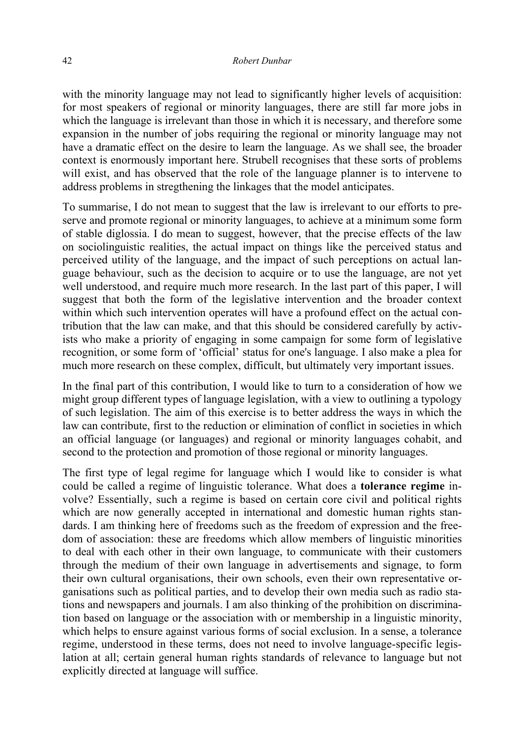with the minority language may not lead to significantly higher levels of acquisition: for most speakers of regional or minority languages, there are still far more jobs in which the language is irrelevant than those in which it is necessary, and therefore some expansion in the number of jobs requiring the regional or minority language may not have a dramatic effect on the desire to learn the language. As we shall see, the broader context is enormously important here. Strubell recognises that these sorts of problems will exist, and has observed that the role of the language planner is to intervene to address problems in stregthening the linkages that the model anticipates.

To summarise, I do not mean to suggest that the law is irrelevant to our efforts to preserve and promote regional or minority languages, to achieve at a minimum some form of stable diglossia. I do mean to suggest, however, that the precise effects of the law on sociolinguistic realities, the actual impact on things like the perceived status and perceived utility of the language, and the impact of such perceptions on actual language behaviour, such as the decision to acquire or to use the language, are not yet well understood, and require much more research. In the last part of this paper, I will suggest that both the form of the legislative intervention and the broader context within which such intervention operates will have a profound effect on the actual contribution that the law can make, and that this should be considered carefully by activists who make a priority of engaging in some campaign for some form of legislative recognition, or some form of 'official' status for one's language. I also make a plea for much more research on these complex, difficult, but ultimately very important issues.

In the final part of this contribution, I would like to turn to a consideration of how we might group different types of language legislation, with a view to outlining a typology of such legislation. The aim of this exercise is to better address the ways in which the law can contribute, first to the reduction or elimination of conflict in societies in which an official language (or languages) and regional or minority languages cohabit, and second to the protection and promotion of those regional or minority languages.

The first type of legal regime for language which I would like to consider is what could be called a regime of linguistic tolerance. What does a **tolerance regime** involve? Essentially, such a regime is based on certain core civil and political rights which are now generally accepted in international and domestic human rights standards. I am thinking here of freedoms such as the freedom of expression and the freedom of association: these are freedoms which allow members of linguistic minorities to deal with each other in their own language, to communicate with their customers through the medium of their own language in advertisements and signage, to form their own cultural organisations, their own schools, even their own representative organisations such as political parties, and to develop their own media such as radio stations and newspapers and journals. I am also thinking of the prohibition on discrimination based on language or the association with or membership in a linguistic minority, which helps to ensure against various forms of social exclusion. In a sense, a tolerance regime, understood in these terms, does not need to involve language-specific legislation at all; certain general human rights standards of relevance to language but not explicitly directed at language will suffice.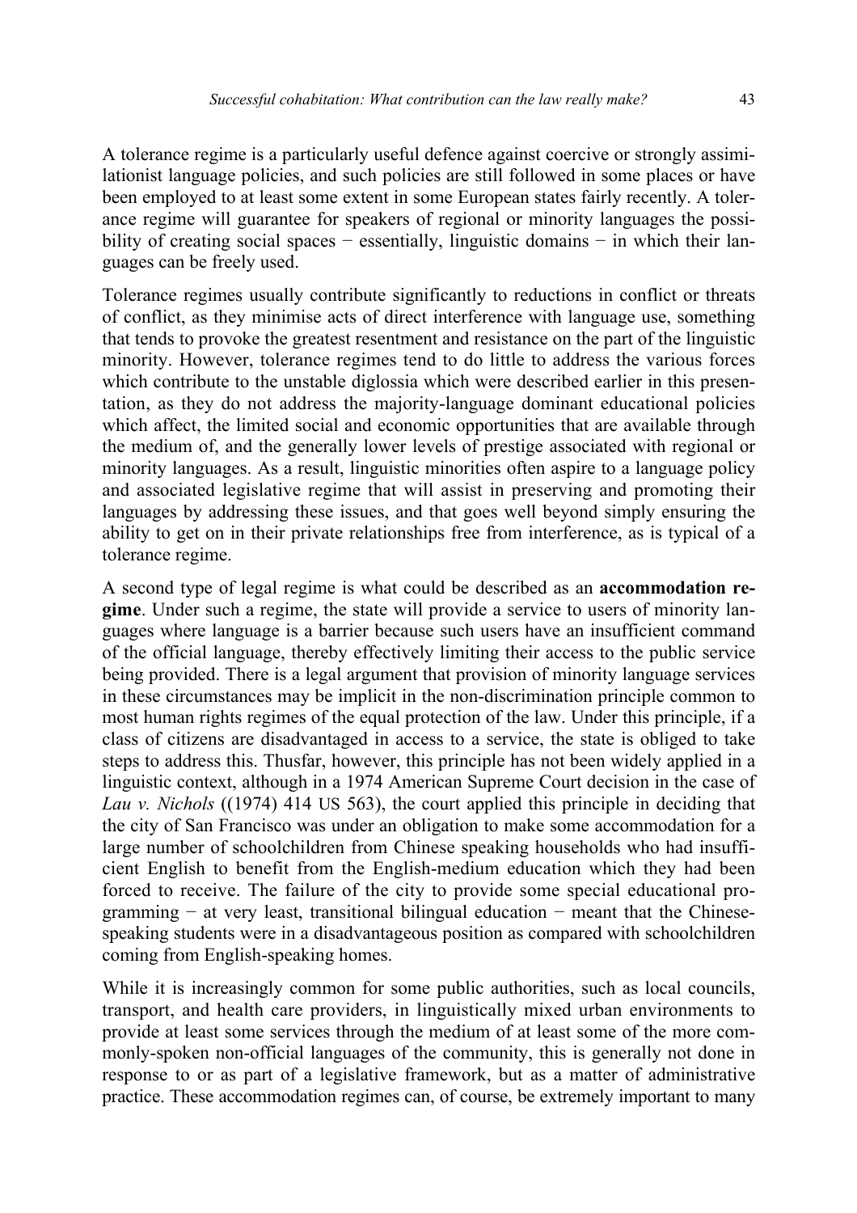A tolerance regime is a particularly useful defence against coercive or strongly assimilationist language policies, and such policies are still followed in some places or have been employed to at least some extent in some European states fairly recently. A tolerance regime will guarantee for speakers of regional or minority languages the possibility of creating social spaces − essentially, linguistic domains − in which their languages can be freely used.

Tolerance regimes usually contribute significantly to reductions in conflict or threats of conflict, as they minimise acts of direct interference with language use, something that tends to provoke the greatest resentment and resistance on the part of the linguistic minority. However, tolerance regimes tend to do little to address the various forces which contribute to the unstable diglossia which were described earlier in this presentation, as they do not address the majority-language dominant educational policies which affect, the limited social and economic opportunities that are available through the medium of, and the generally lower levels of prestige associated with regional or minority languages. As a result, linguistic minorities often aspire to a language policy and associated legislative regime that will assist in preserving and promoting their languages by addressing these issues, and that goes well beyond simply ensuring the ability to get on in their private relationships free from interference, as is typical of a tolerance regime.

A second type of legal regime is what could be described as an **accommodation regime**. Under such a regime, the state will provide a service to users of minority languages where language is a barrier because such users have an insufficient command of the official language, thereby effectively limiting their access to the public service being provided. There is a legal argument that provision of minority language services in these circumstances may be implicit in the non-discrimination principle common to most human rights regimes of the equal protection of the law. Under this principle, if a class of citizens are disadvantaged in access to a service, the state is obliged to take steps to address this. Thusfar, however, this principle has not been widely applied in a linguistic context, although in a 1974 American Supreme Court decision in the case of *Lau v. Nichols* ((1974) 414 US 563), the court applied this principle in deciding that the city of San Francisco was under an obligation to make some accommodation for a large number of schoolchildren from Chinese speaking households who had insufficient English to benefit from the English-medium education which they had been forced to receive. The failure of the city to provide some special educational programming − at very least, transitional bilingual education − meant that the Chinese-speaking students were in a disadvantageous position as compared with schoolchildren coming from English-speaking homes.

While it is increasingly common for some public authorities, such as local councils, transport, and health care providers, in linguistically mixed urban environments to provide at least some services through the medium of at least some of the more commonly-spoken non-official languages of the community, this is generally not done in response to or as part of a legislative framework, but as a matter of administrative practice. These accommodation regimes can, of course, be extremely important to many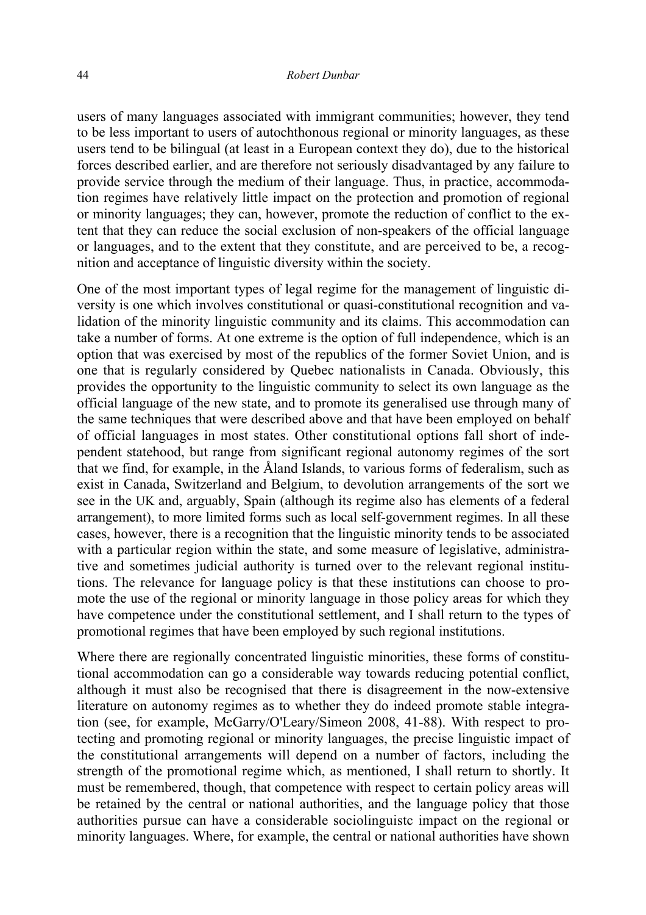users of many languages associated with immigrant communities; however, they tend to be less important to users of autochthonous regional or minority languages, as these users tend to be bilingual (at least in a European context they do), due to the historical forces described earlier, and are therefore not seriously disadvantaged by any failure to provide service through the medium of their language. Thus, in practice, accommodation regimes have relatively little impact on the protection and promotion of regional or minority languages; they can, however, promote the reduction of conflict to the extent that they can reduce the social exclusion of non-speakers of the official language or languages, and to the extent that they constitute, and are perceived to be, a recognition and acceptance of linguistic diversity within the society.

One of the most important types of legal regime for the management of linguistic diversity is one which involves constitutional or quasi-constitutional recognition and validation of the minority linguistic community and its claims. This accommodation can take a number of forms. At one extreme is the option of full independence, which is an option that was exercised by most of the republics of the former Soviet Union, and is one that is regularly considered by Quebec nationalists in Canada. Obviously, this provides the opportunity to the linguistic community to select its own language as the official language of the new state, and to promote its generalised use through many of the same techniques that were described above and that have been employed on behalf of official languages in most states. Other constitutional options fall short of independent statehood, but range from significant regional autonomy regimes of the sort that we find, for example, in the Åland Islands, to various forms of federalism, such as exist in Canada, Switzerland and Belgium, to devolution arrangements of the sort we see in the UK and, arguably, Spain (although its regime also has elements of a federal arrangement), to more limited forms such as local self-government regimes. In all these cases, however, there is a recognition that the linguistic minority tends to be associated with a particular region within the state, and some measure of legislative, administrative and sometimes judicial authority is turned over to the relevant regional institutions. The relevance for language policy is that these institutions can choose to promote the use of the regional or minority language in those policy areas for which they have competence under the constitutional settlement, and I shall return to the types of promotional regimes that have been employed by such regional institutions.

Where there are regionally concentrated linguistic minorities, these forms of constitutional accommodation can go a considerable way towards reducing potential conflict, although it must also be recognised that there is disagreement in the now-extensive literature on autonomy regimes as to whether they do indeed promote stable integration (see, for example, McGarry/O'Leary/Simeon 2008, 41-88). With respect to protecting and promoting regional or minority languages, the precise linguistic impact of the constitutional arrangements will depend on a number of factors, including the strength of the promotional regime which, as mentioned, I shall return to shortly. It must be remembered, though, that competence with respect to certain policy areas will be retained by the central or national authorities, and the language policy that those authorities pursue can have a considerable sociolinguistc impact on the regional or minority languages. Where, for example, the central or national authorities have shown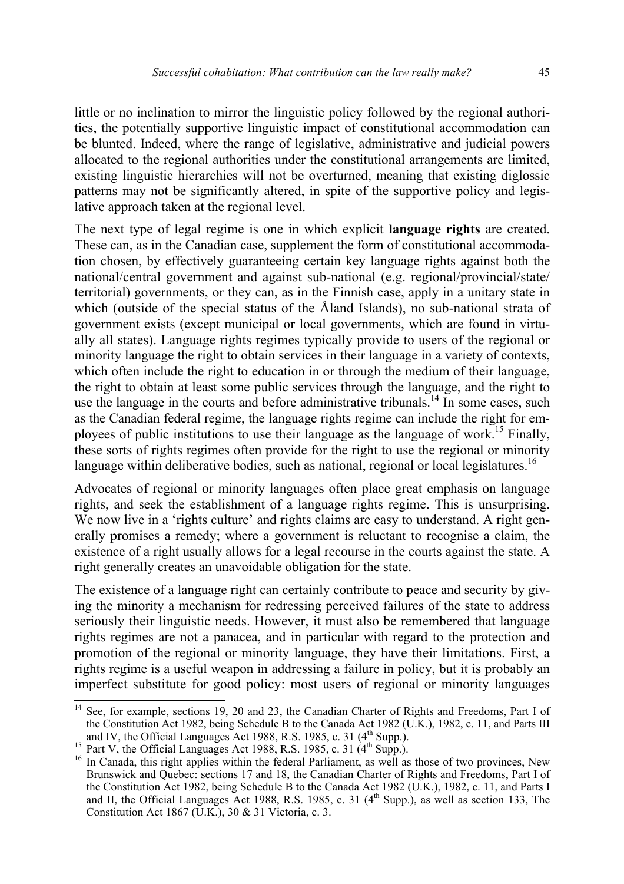little or no inclination to mirror the linguistic policy followed by the regional authorities, the potentially supportive linguistic impact of constitutional accommodation can be blunted. Indeed, where the range of legislative, administrative and judicial powers allocated to the regional authorities under the constitutional arrangements are limited, existing linguistic hierarchies will not be overturned, meaning that existing diglossic patterns may not be significantly altered, in spite of the supportive policy and legislative approach taken at the regional level.

The next type of legal regime is one in which explicit **language rights** are created. These can, as in the Canadian case, supplement the form of constitutional accommodation chosen, by effectively guaranteeing certain key language rights against both the national/central government and against sub-national (e.g. regional/provincial/state/territorial) governments, or they can, as in the Finnish case, apply in a unitary state in which (outside of the special status of the Åland Islands), no sub-national strata of government exists (except municipal or local governments, which are found in virtually all states). Language rights regimes typically provide to users of the regional or minority language the right to obtain services in their language in a variety of contexts, which often include the right to education in or through the medium of their language, the right to obtain at least some public services through the language, and the right to use the language in the courts and before administrative tribunals.[14] In some cases, such as the Canadian federal regime, the language rights regime can include the right for employees of public institutions to use their language as the language of work.[15] Finally, these sorts of rights regimes often provide for the right to use the regional or minority language within deliberative bodies, such as national, regional or local legislatures.[16]

Advocates of regional or minority languages often place great emphasis on language rights, and seek the establishment of a language rights regime. This is unsurprising. We now live in a 'rights culture' and rights claims are easy to understand. A right generally promises a remedy; where a government is reluctant to recognise a claim, the existence of a right usually allows for a legal recourse in the courts against the state. A right generally creates an unavoidable obligation for the state.

The existence of a language right can certainly contribute to peace and security by giving the minority a mechanism for redressing perceived failures of the state to address seriously their linguistic needs. However, it must also be remembered that language rights regimes are not a panacea, and in particular with regard to the protection and promotion of the regional or minority language, they have their limitations. First, a rights regime is a useful weapon in addressing a failure in policy, but it is probably an imperfect substitute for good policy: most users of regional or minority languages

---

[14] See, for example, sections 19, 20 and 23, the Canadian Charter of Rights and Freedoms, Part I of the Constitution Act 1982, being Schedule B to the Canada Act 1982 (U.K.), 1982, c. 11, and Parts III and IV, the Official Languages Act 1988, R.S. 1985, c. 31 (4th Supp.).

[15] Part V, the Official Languages Act 1988, R.S. 1985, c. 31 (4th Supp.).

[16] In Canada, this right applies within the federal Parliament, as well as those of two provinces, New Brunswick and Quebec: sections 17 and 18, the Canadian Charter of Rights and Freedoms, Part I of the Constitution Act 1982, being Schedule B to the Canada Act 1982 (U.K.), 1982, c. 11, and Parts I and II, the Official Languages Act 1988, R.S. 1985, c. 31 (4th Supp.), as well as section 133, The Constitution Act 1867 (U.K.), 30 & 31 Victoria, c. 3.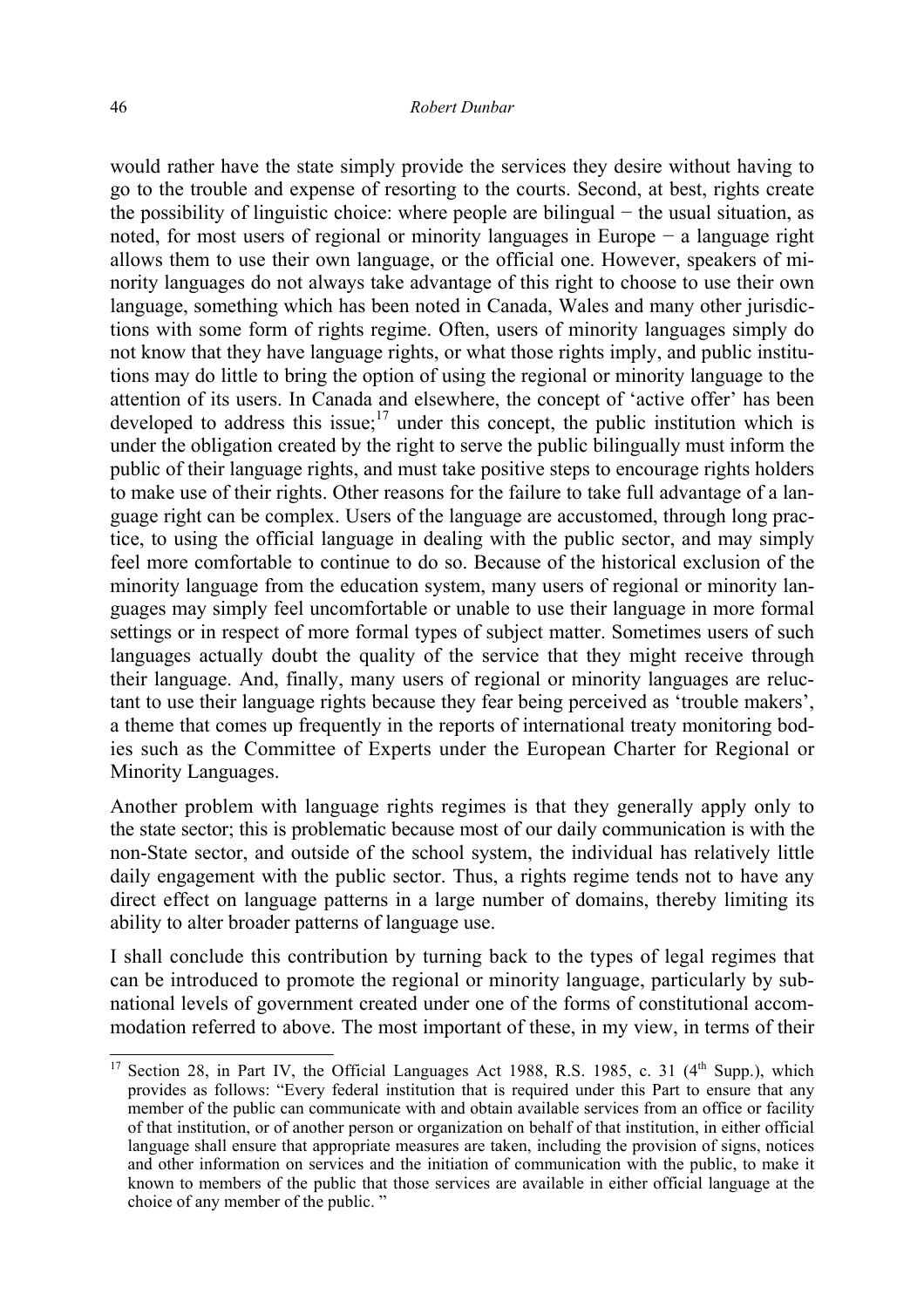would rather have the state simply provide the services they desire without having to go to the trouble and expense of resorting to the courts. Second, at best, rights create the possibility of linguistic choice: where people are bilingual − the usual situation, as noted, for most users of regional or minority languages in Europe − a language right allows them to use their own language, or the official one. However, speakers of minority languages do not always take advantage of this right to choose to use their own language, something which has been noted in Canada, Wales and many other jurisdictions with some form of rights regime. Often, users of minority languages simply do not know that they have language rights, or what those rights imply, and public institutions may do little to bring the option of using the regional or minority language to the attention of its users. In Canada and elsewhere, the concept of 'active offer' has been developed to address this issue;[17] under this concept, the public institution which is under the obligation created by the right to serve the public bilingually must inform the public of their language rights, and must take positive steps to encourage rights holders to make use of their rights. Other reasons for the failure to take full advantage of a language right can be complex. Users of the language are accustomed, through long practice, to using the official language in dealing with the public sector, and may simply feel more comfortable to continue to do so. Because of the historical exclusion of the minority language from the education system, many users of regional or minority languages may simply feel uncomfortable or unable to use their language in more formal settings or in respect of more formal types of subject matter. Sometimes users of such languages actually doubt the quality of the service that they might receive through their language. And, finally, many users of regional or minority languages are reluctant to use their language rights because they fear being perceived as 'trouble makers', a theme that comes up frequently in the reports of international treaty monitoring bodies such as the Committee of Experts under the European Charter for Regional or Minority Languages.

Another problem with language rights regimes is that they generally apply only to the state sector; this is problematic because most of our daily communication is with the non-State sector, and outside of the school system, the individual has relatively little daily engagement with the public sector. Thus, a rights regime tends not to have any direct effect on language patterns in a large number of domains, thereby limiting its ability to alter broader patterns of language use.

I shall conclude this contribution by turning back to the types of legal regimes that can be introduced to promote the regional or minority language, particularly by sub-national levels of government created under one of the forms of constitutional accommodation referred to above. The most important of these, in my view, in terms of their

---

[17] Section 28, in Part IV, the Official Languages Act 1988, R.S. 1985, c. 31 (4th Supp.), which provides as follows: "Every federal institution that is required under this Part to ensure that any member of the public can communicate with and obtain available services from an office or facility of that institution, or of another person or organization on behalf of that institution, in either official language shall ensure that appropriate measures are taken, including the provision of signs, notices and other information on services and the initiation of communication with the public, to make it known to members of the public that those services are available in either official language at the choice of any member of the public. "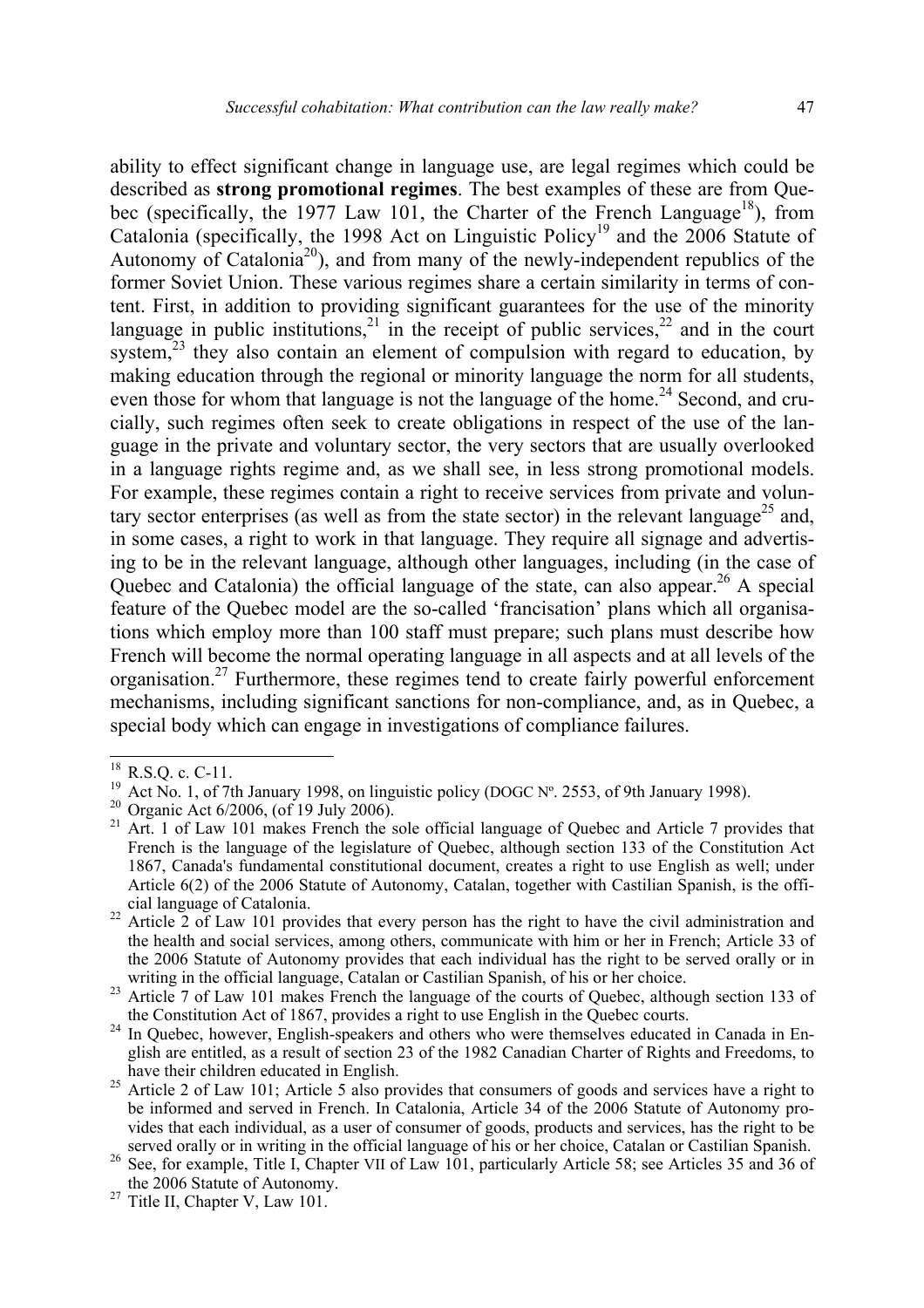ability to effect significant change in language use, are legal regimes which could be described as **strong promotional regimes**. The best examples of these are from Quebec (specifically, the 1977 Law 101, the Charter of the French Language[18]), from Catalonia (specifically, the 1998 Act on Linguistic Policy[19] and the 2006 Statute of Autonomy of Catalonia[20]), and from many of the newly-independent republics of the former Soviet Union. These various regimes share a certain similarity in terms of content. First, in addition to providing significant guarantees for the use of the minority language in public institutions,[21] in the receipt of public services,[22] and in the court system,[23] they also contain an element of compulsion with regard to education, by making education through the regional or minority language the norm for all students, even those for whom that language is not the language of the home.[24] Second, and crucially, such regimes often seek to create obligations in respect of the use of the language in the private and voluntary sector, the very sectors that are usually overlooked in a language rights regime and, as we shall see, in less strong promotional models. For example, these regimes contain a right to receive services from private and voluntary sector enterprises (as well as from the state sector) in the relevant language[25] and, in some cases, a right to work in that language. They require all signage and advertising to be in the relevant language, although other languages, including (in the case of Quebec and Catalonia) the official language of the state, can also appear.[26] A special feature of the Quebec model are the so-called 'francisation' plans which all organisations which employ more than 100 staff must prepare; such plans must describe how French will become the normal operating language in all aspects and at all levels of the organisation.[27] Furthermore, these regimes tend to create fairly powerful enforcement mechanisms, including significant sanctions for non-compliance, and, as in Quebec, a special body which can engage in investigations of compliance failures.

---

[18] R.S.Q. c. C-11.

[19] Act No. 1, of 7th January 1998, on linguistic policy (DOGC Nº. 2553, of 9th January 1998).

[20] Organic Act 6/2006, (of 19 July 2006).

[21] Art. 1 of Law 101 makes French the sole official language of Quebec and Article 7 provides that French is the language of the legislature of Quebec, although section 133 of the Constitution Act 1867, Canada's fundamental constitutional document, creates a right to use English as well; under Article 6(2) of the 2006 Statute of Autonomy, Catalan, together with Castilian Spanish, is the official language of Catalonia.

[22] Article 2 of Law 101 provides that every person has the right to have the civil administration and the health and social services, among others, communicate with him or her in French; Article 33 of the 2006 Statute of Autonomy provides that each individual has the right to be served orally or in writing in the official language, Catalan or Castilian Spanish, of his or her choice.

[23] Article 7 of Law 101 makes French the language of the courts of Quebec, although section 133 of the Constitution Act of 1867, provides a right to use English in the Quebec courts.

[24] In Quebec, however, English-speakers and others who were themselves educated in Canada in English are entitled, as a result of section 23 of the 1982 Canadian Charter of Rights and Freedoms, to have their children educated in English.

[25] Article 2 of Law 101; Article 5 also provides that consumers of goods and services have a right to be informed and served in French. In Catalonia, Article 34 of the 2006 Statute of Autonomy provides that each individual, as a user of consumer of goods, products and services, has the right to be served orally or in writing in the official language of his or her choice, Catalan or Castilian Spanish.

[26] See, for example, Title I, Chapter VII of Law 101, particularly Article 58; see Articles 35 and 36 of the 2006 Statute of Autonomy.

[27] Title II, Chapter V, Law 101.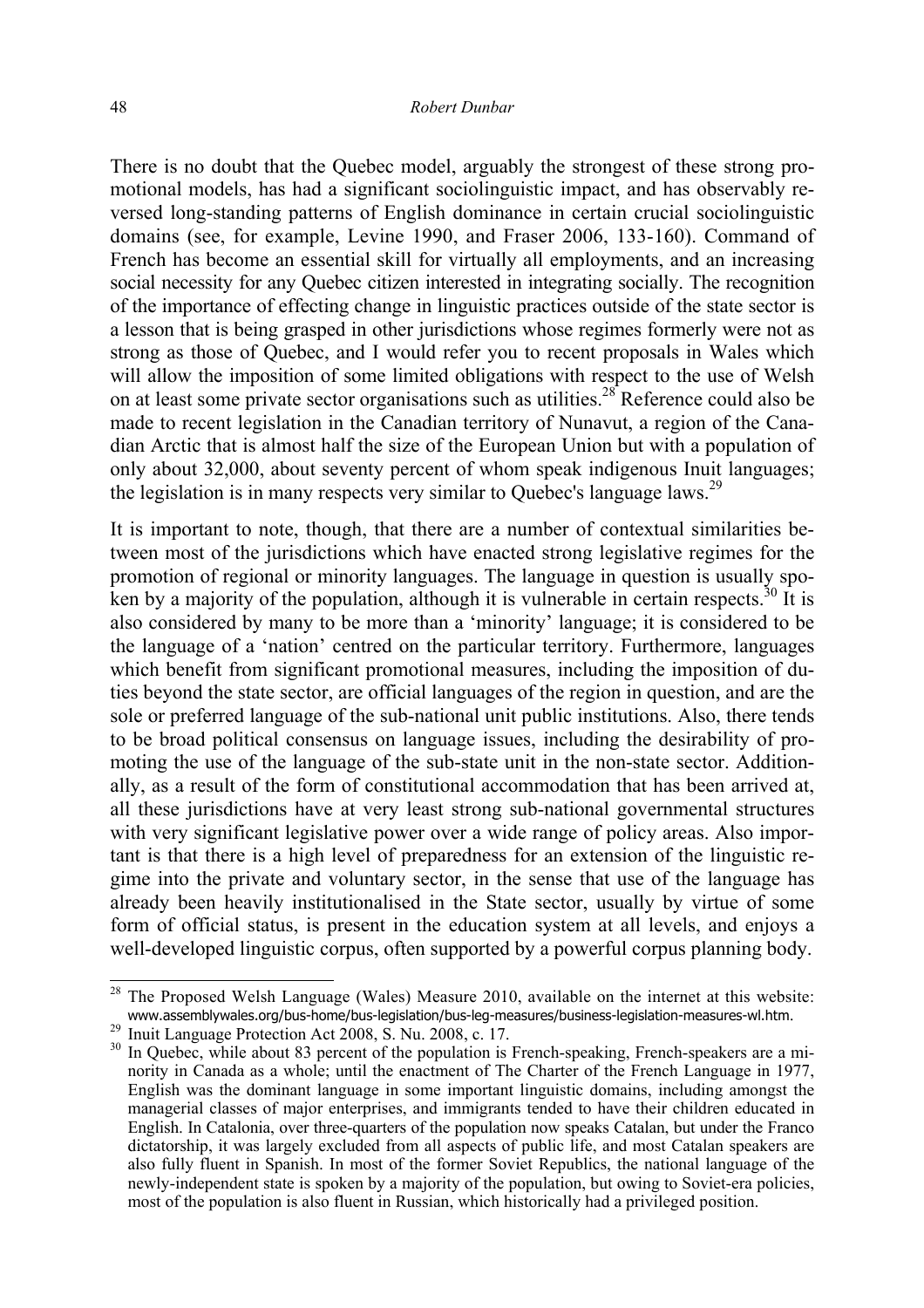There is no doubt that the Quebec model, arguably the strongest of these strong promotional models, has had a significant sociolinguistic impact, and has observably reversed long-standing patterns of English dominance in certain crucial sociolinguistic domains (see, for example, Levine 1990, and Fraser 2006, 133-160). Command of French has become an essential skill for virtually all employments, and an increasing social necessity for any Quebec citizen interested in integrating socially. The recognition of the importance of effecting change in linguistic practices outside of the state sector is a lesson that is being grasped in other jurisdictions whose regimes formerly were not as strong as those of Quebec, and I would refer you to recent proposals in Wales which will allow the imposition of some limited obligations with respect to the use of Welsh on at least some private sector organisations such as utilities.[28] Reference could also be made to recent legislation in the Canadian territory of Nunavut, a region of the Canadian Arctic that is almost half the size of the European Union but with a population of only about 32,000, about seventy percent of whom speak indigenous Inuit languages; the legislation is in many respects very similar to Quebec's language laws.[29]

It is important to note, though, that there are a number of contextual similarities between most of the jurisdictions which have enacted strong legislative regimes for the promotion of regional or minority languages. The language in question is usually spoken by a majority of the population, although it is vulnerable in certain respects.[30] It is also considered by many to be more than a 'minority' language; it is considered to be the language of a 'nation' centred on the particular territory. Furthermore, languages which benefit from significant promotional measures, including the imposition of duties beyond the state sector, are official languages of the region in question, and are the sole or preferred language of the sub-national unit public institutions. Also, there tends to be broad political consensus on language issues, including the desirability of promoting the use of the language of the sub-state unit in the non-state sector. Additionally, as a result of the form of constitutional accommodation that has been arrived at, all these jurisdictions have at very least strong sub-national governmental structures with very significant legislative power over a wide range of policy areas. Also important is that there is a high level of preparedness for an extension of the linguistic regime into the private and voluntary sector, in the sense that use of the language has already been heavily institutionalised in the State sector, usually by virtue of some form of official status, is present in the education system at all levels, and enjoys a well-developed linguistic corpus, often supported by a powerful corpus planning body.

---

[28] The Proposed Welsh Language (Wales) Measure 2010, available on the internet at this website: www.assemblywales.org/bus-home/bus-legislation/bus-leg-measures/business-legislation-measures-wl.htm.

[29] Inuit Language Protection Act 2008, S. Nu. 2008, c. 17.

[30] In Quebec, while about 83 percent of the population is French-speaking, French-speakers are a minority in Canada as a whole; until the enactment of The Charter of the French Language in 1977, English was the dominant language in some important linguistic domains, including amongst the managerial classes of major enterprises, and immigrants tended to have their children educated in English. In Catalonia, over three-quarters of the population now speaks Catalan, but under the Franco dictatorship, it was largely excluded from all aspects of public life, and most Catalan speakers are also fully fluent in Spanish. In most of the former Soviet Republics, the national language of the newly-independent state is spoken by a majority of the population, but owing to Soviet-era policies, most of the population is also fluent in Russian, which historically had a privileged position.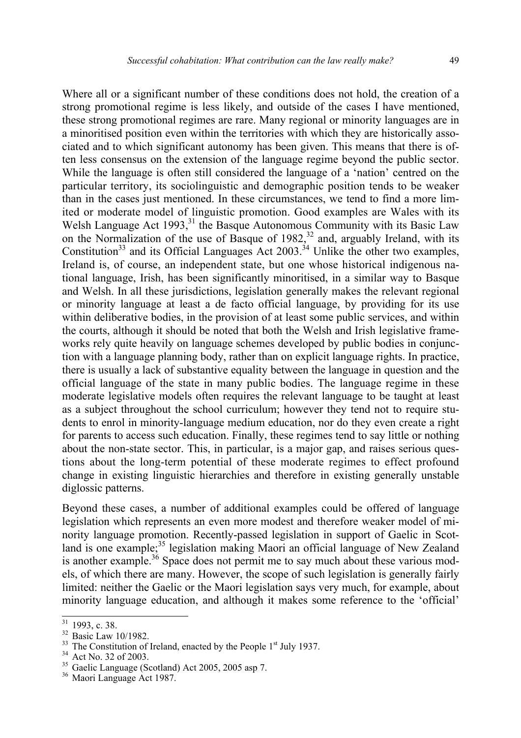Where all or a significant number of these conditions does not hold, the creation of a strong promotional regime is less likely, and outside of the cases I have mentioned, these strong promotional regimes are rare. Many regional or minority languages are in a minoritised position even within the territories with which they are historically associated and to which significant autonomy has been given. This means that there is often less consensus on the extension of the language regime beyond the public sector. While the language is often still considered the language of a 'nation' centred on the particular territory, its sociolinguistic and demographic position tends to be weaker than in the cases just mentioned. In these circumstances, we tend to find a more limited or moderate model of linguistic promotion. Good examples are Wales with its Welsh Language Act 1993,[31] the Basque Autonomous Community with its Basic Law on the Normalization of the use of Basque of 1982,[32] and, arguably Ireland, with its Constitution[33] and its Official Languages Act 2003.[34] Unlike the other two examples, Ireland is, of course, an independent state, but one whose historical indigenous national language, Irish, has been significantly minoritised, in a similar way to Basque and Welsh. In all these jurisdictions, legislation generally makes the relevant regional or minority language at least a de facto official language, by providing for its use within deliberative bodies, in the provision of at least some public services, and within the courts, although it should be noted that both the Welsh and Irish legislative frameworks rely quite heavily on language schemes developed by public bodies in conjunction with a language planning body, rather than on explicit language rights. In practice, there is usually a lack of substantive equality between the language in question and the official language of the state in many public bodies. The language regime in these moderate legislative models often requires the relevant language to be taught at least as a subject throughout the school curriculum; however they tend not to require students to enrol in minority-language medium education, nor do they even create a right for parents to access such education. Finally, these regimes tend to say little or nothing about the non-state sector. This, in particular, is a major gap, and raises serious questions about the long-term potential of these moderate regimes to effect profound change in existing linguistic hierarchies and therefore in existing generally unstable diglossic patterns.

Beyond these cases, a number of additional examples could be offered of language legislation which represents an even more modest and therefore weaker model of minority language promotion. Recently-passed legislation in support of Gaelic in Scotland is one example;[35] legislation making Maori an official language of New Zealand is another example.[36] Space does not permit me to say much about these various models, of which there are many. However, the scope of such legislation is generally fairly limited: neither the Gaelic or the Maori legislation says very much, for example, about minority language education, and although it makes some reference to the 'official'

---

[31] 1993, c. 38.

[32] Basic Law 10/1982.

[33] The Constitution of Ireland, enacted by the People 1st July 1937.

[34] Act No. 32 of 2003.

[35] Gaelic Language (Scotland) Act 2005, 2005 asp 7.

[36] Maori Language Act 1987.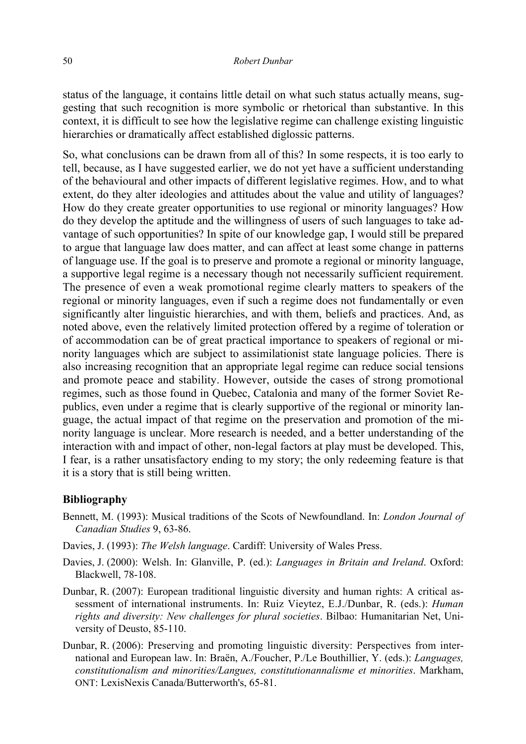status of the language, it contains little detail on what such status actually means, suggesting that such recognition is more symbolic or rhetorical than substantive. In this context, it is difficult to see how the legislative regime can challenge existing linguistic hierarchies or dramatically affect established diglossic patterns.

So, what conclusions can be drawn from all of this? In some respects, it is too early to tell, because, as I have suggested earlier, we do not yet have a sufficient understanding of the behavioural and other impacts of different legislative regimes. How, and to what extent, do they alter ideologies and attitudes about the value and utility of languages? How do they create greater opportunities to use regional or minority languages? How do they develop the aptitude and the willingness of users of such languages to take advantage of such opportunities? In spite of our knowledge gap, I would still be prepared to argue that language law does matter, and can affect at least some change in patterns of language use. If the goal is to preserve and promote a regional or minority language, a supportive legal regime is a necessary though not necessarily sufficient requirement. The presence of even a weak promotional regime clearly matters to speakers of the regional or minority languages, even if such a regime does not fundamentally or even significantly alter linguistic hierarchies, and with them, beliefs and practices. And, as noted above, even the relatively limited protection offered by a regime of toleration or of accommodation can be of great practical importance to speakers of regional or minority languages which are subject to assimilationist state language policies. There is also increasing recognition that an appropriate legal regime can reduce social tensions and promote peace and stability. However, outside the cases of strong promotional regimes, such as those found in Quebec, Catalonia and many of the former Soviet Republics, even under a regime that is clearly supportive of the regional or minority language, the actual impact of that regime on the preservation and promotion of the minority language is unclear. More research is needed, and a better understanding of the interaction with and impact of other, non-legal factors at play must be developed. This, I fear, is a rather unsatisfactory ending to my story; the only redeeming feature is that it is a story that is still being written.

## Bibliography

Bennett, M. (1993): Musical traditions of the Scots of Newfoundland. In: *London Journal of Canadian Studies* 9, 63-86.

Davies, J. (1993): *The Welsh language*. Cardiff: University of Wales Press.

Davies, J. (2000): Welsh. In: Glanville, P. (ed.): *Languages in Britain and Ireland*. Oxford: Blackwell, 78-108.

Dunbar, R. (2007): European traditional linguistic diversity and human rights: A critical assessment of international instruments. In: Ruiz Vieytez, E.J./Dunbar, R. (eds.): *Human rights and diversity: New challenges for plural societies*. Bilbao: Humanitarian Net, University of Deusto, 85-110.

Dunbar, R. (2006): Preserving and promoting linguistic diversity: Perspectives from international and European law. In: Braën, A./Foucher, P./Le Bouthillier, Y. (eds.): *Languages, constitutionalism and minorities/Langues, constitutionannalisme et minorities*. Markham, ONT: LexisNexis Canada/Butterworth's, 65-81.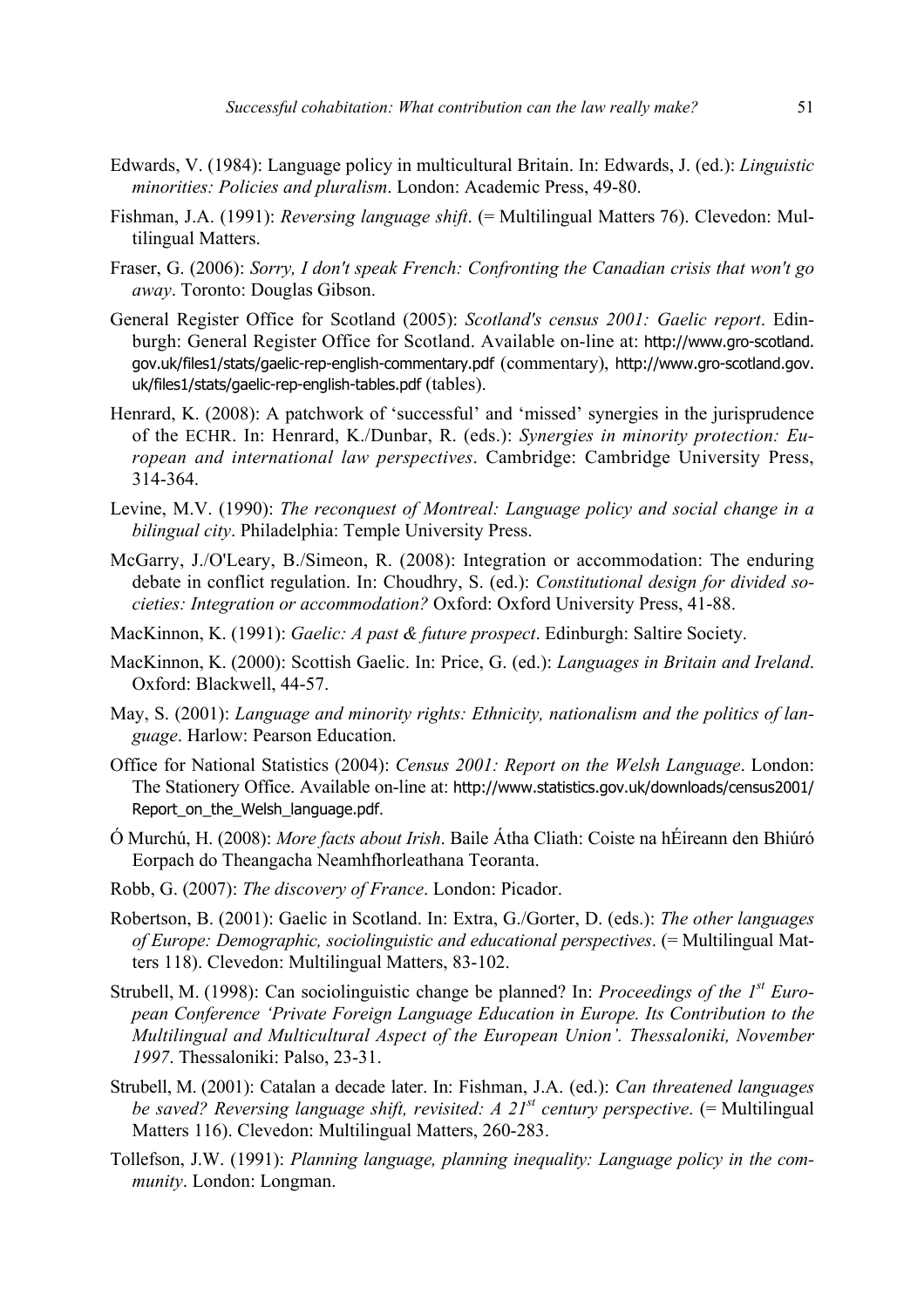Edwards, V. (1984): Language policy in multicultural Britain. In: Edwards, J. (ed.): *Linguistic minorities: Policies and pluralism*. London: Academic Press, 49-80.

Fishman, J.A. (1991): *Reversing language shift*. (= Multilingual Matters 76). Clevedon: Multilingual Matters.

Fraser, G. (2006): *Sorry, I don't speak French: Confronting the Canadian crisis that won't go away*. Toronto: Douglas Gibson.

General Register Office for Scotland (2005): *Scotland's census 2001: Gaelic report*. Edinburgh: General Register Office for Scotland. Available on-line at: http://www.gro-scotland.gov.uk/files1/stats/gaelic-rep-english-commentary.pdf (commentary), http://www.gro-scotland.gov.uk/files1/stats/gaelic-rep-english-tables.pdf (tables).

Henrard, K. (2008): A patchwork of 'successful' and 'missed' synergies in the jurisprudence of the ECHR. In: Henrard, K./Dunbar, R. (eds.): *Synergies in minority protection: European and international law perspectives*. Cambridge: Cambridge University Press, 314-364.

Levine, M.V. (1990): *The reconquest of Montreal: Language policy and social change in a bilingual city*. Philadelphia: Temple University Press.

McGarry, J./O'Leary, B./Simeon, R. (2008): Integration or accommodation: The enduring debate in conflict regulation. In: Choudhry, S. (ed.): *Constitutional design for divided societies: Integration or accommodation?* Oxford: Oxford University Press, 41-88.

MacKinnon, K. (1991): *Gaelic: A past & future prospect*. Edinburgh: Saltire Society.

MacKinnon, K. (2000): Scottish Gaelic. In: Price, G. (ed.): *Languages in Britain and Ireland*. Oxford: Blackwell, 44-57.

May, S. (2001): *Language and minority rights: Ethnicity, nationalism and the politics of language*. Harlow: Pearson Education.

Office for National Statistics (2004): *Census 2001: Report on the Welsh Language*. London: The Stationery Office. Available on-line at: http://www.statistics.gov.uk/downloads/census2001/Report_on_the_Welsh_language.pdf.

Ó Murchú, H. (2008): *More facts about Irish*. Baile Átha Cliath: Coiste na hÉireann den Bhiúró Eorpach do Theangacha Neamhfhorleathana Teoranta.

Robb, G. (2007): *The discovery of France*. London: Picador.

Robertson, B. (2001): Gaelic in Scotland. In: Extra, G./Gorter, D. (eds.): *The other languages of Europe: Demographic, sociolinguistic and educational perspectives*. (= Multilingual Matters 118). Clevedon: Multilingual Matters, 83-102.

Strubell, M. (1998): Can sociolinguistic change be planned? In: *Proceedings of the 1st European Conference 'Private Foreign Language Education in Europe. Its Contribution to the Multilingual and Multicultural Aspect of the European Union'. Thessaloniki, November 1997*. Thessaloniki: Palso, 23-31.

Strubell, M. (2001): Catalan a decade later. In: Fishman, J.A. (ed.): *Can threatened languages be saved? Reversing language shift, revisited: A 21st century perspective*. (= Multilingual Matters 116). Clevedon: Multilingual Matters, 260-283.

Tollefson, J.W. (1991): *Planning language, planning inequality: Language policy in the community*. London: Longman.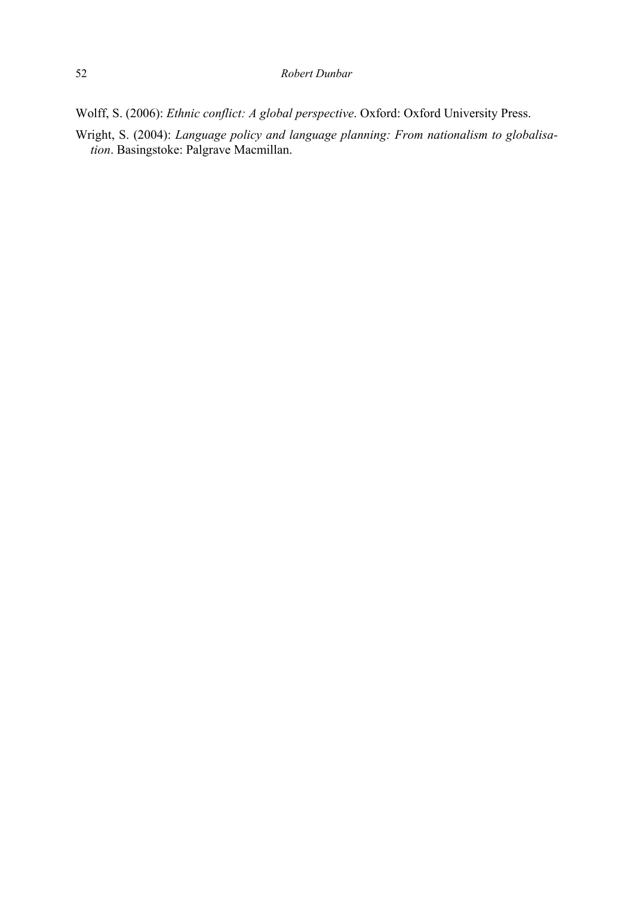Wolff, S. (2006): *Ethnic conflict: A global perspective*. Oxford: Oxford University Press.

Wright, S. (2004): *Language policy and language planning: From nationalism to globalisation*. Basingstoke: Palgrave Macmillan.